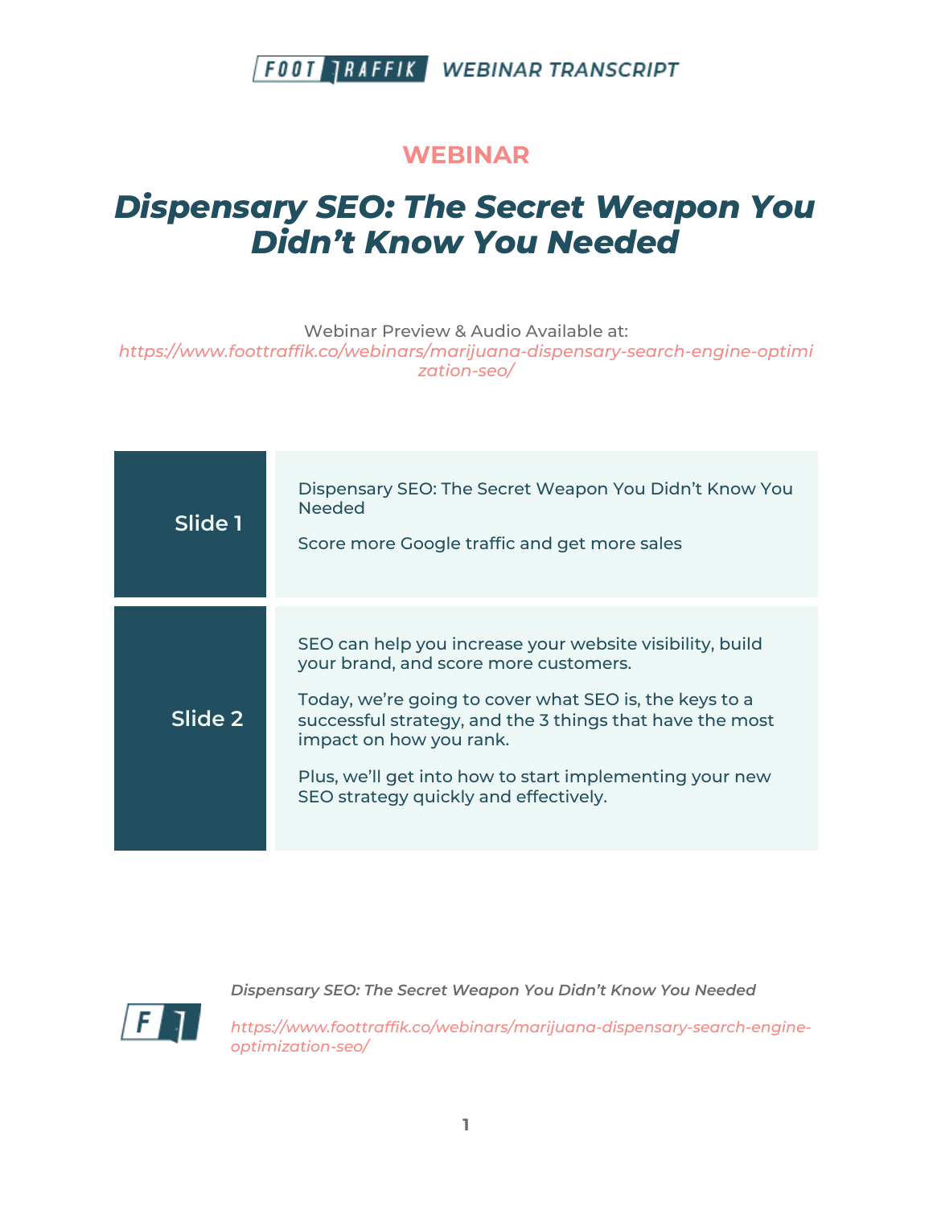FOOT TRAFFIK WEBINAR TRANSCRIPT

## WEBINAR

# *Dispensary SEO: The Secret Weapon You Didn't Know You Needed*

Webinar Preview & Audio Available at:
*https://www.foottraffik.co/webinars/marijuana-dispensary-search-engine-optimization-seo/*

| Slide | Content |
| --- | --- |
| Slide 1 | Dispensary SEO: The Secret Weapon You Didn't Know You Needed<br><br>Score more Google traffic and get more sales |
| Slide 2 | SEO can help you increase your website visibility, build your brand, and score more customers.<br><br>Today, we're going to cover what SEO is, the keys to a successful strategy, and the 3 things that have the most impact on how you rank.<br><br>Plus, we'll get into how to start implementing your new SEO strategy quickly and effectively. |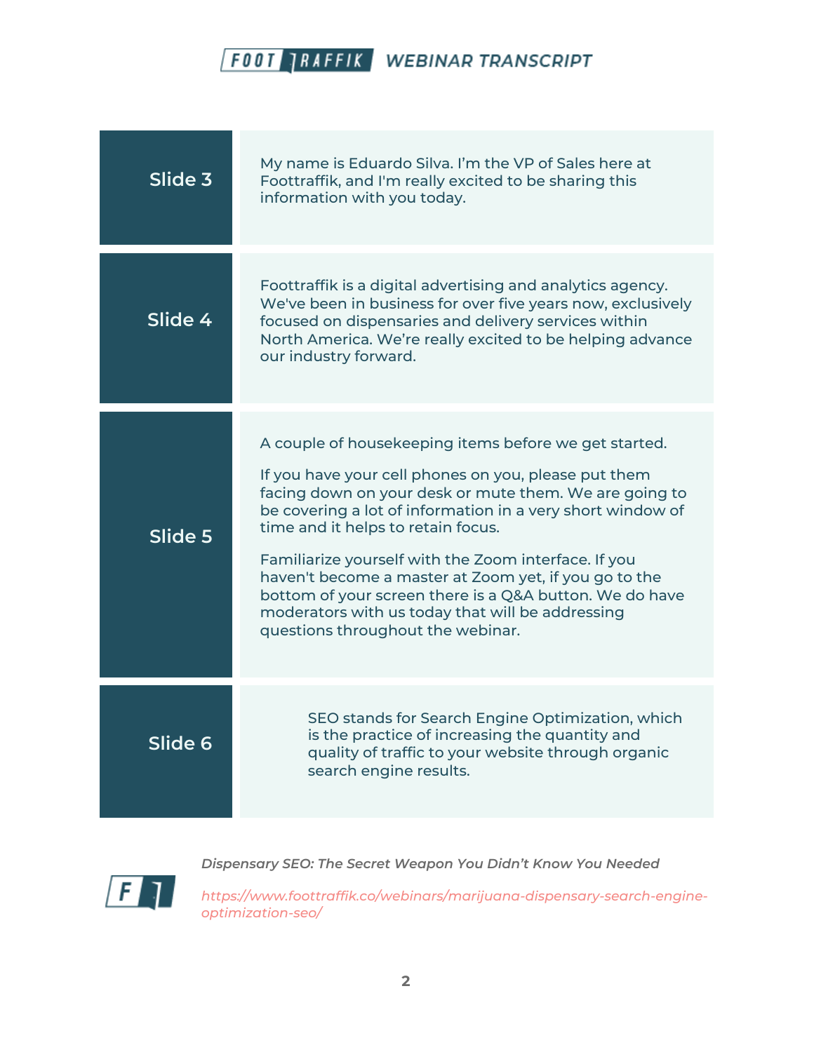| Slide | Transcript |
| --- | --- |
| Slide 3 | My name is Eduardo Silva. I'm the VP of Sales here at Foottraffik, and I'm really excited to be sharing this information with you today. |
| Slide 4 | Foottraffik is a digital advertising and analytics agency. We've been in business for over five years now, exclusively focused on dispensaries and delivery services within North America. We're really excited to be helping advance our industry forward. |
| Slide 5 | A couple of housekeeping items before we get started.<br><br>If you have your cell phones on you, please put them facing down on your desk or mute them. We are going to be covering a lot of information in a very short window of time and it helps to retain focus.<br><br>Familiarize yourself with the Zoom interface. If you haven't become a master at Zoom yet, if you go to the bottom of your screen there is a Q&A button. We do have moderators with us today that will be addressing questions throughout the webinar. |
| Slide 6 | SEO stands for Search Engine Optimization, which is the practice of increasing the quantity and quality of traffic to your website through organic search engine results. |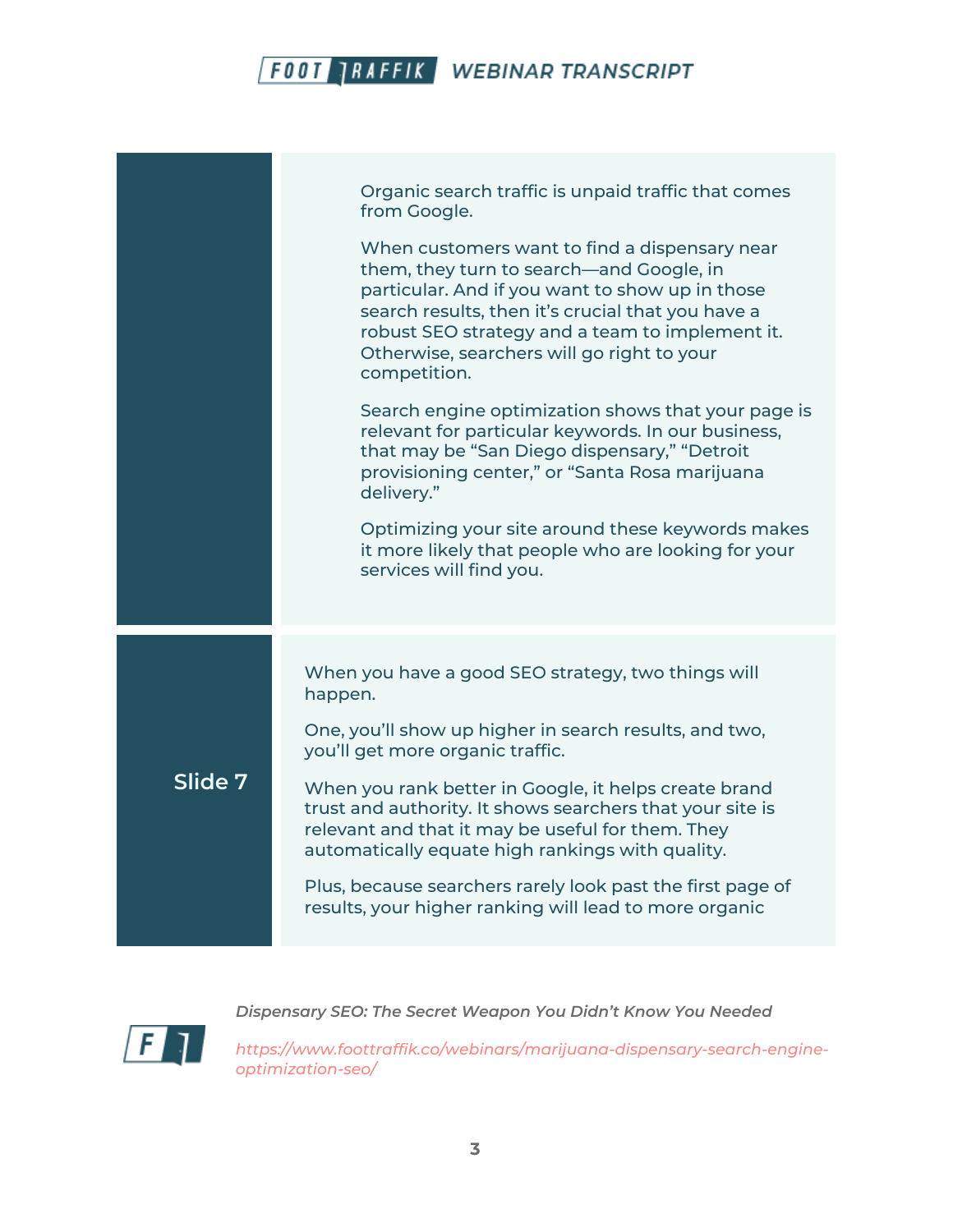Organic search traffic is unpaid traffic that comes from Google.

When customers want to find a dispensary near them, they turn to search—and Google, in particular. And if you want to show up in those search results, then it's crucial that you have a robust SEO strategy and a team to implement it. Otherwise, searchers will go right to your competition.

Search engine optimization shows that your page is relevant for particular keywords. In our business, that may be "San Diego dispensary," "Detroit provisioning center," or "Santa Rosa marijuana delivery."

Optimizing your site around these keywords makes it more likely that people who are looking for your services will find you.

**Slide 7**

When you have a good SEO strategy, two things will happen.

One, you'll show up higher in search results, and two, you'll get more organic traffic.

When you rank better in Google, it helps create brand trust and authority. It shows searchers that your site is relevant and that it may be useful for them. They automatically equate high rankings with quality.

Plus, because searchers rarely look past the first page of results, your higher ranking will lead to more organic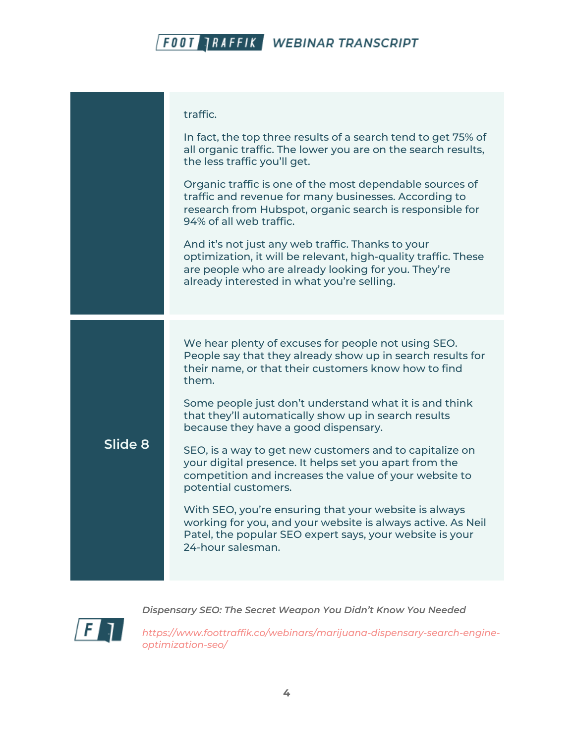| | |
|---|---|
| | traffic.<br><br>In fact, the top three results of a search tend to get 75% of all organic traffic. The lower you are on the search results, the less traffic you'll get.<br><br>Organic traffic is one of the most dependable sources of traffic and revenue for many businesses. According to research from Hubspot, organic search is responsible for 94% of all web traffic.<br><br>And it's not just any web traffic. Thanks to your optimization, it will be relevant, high-quality traffic. These are people who are already looking for you. They're already interested in what you're selling. |
| Slide 8 | We hear plenty of excuses for people not using SEO. People say that they already show up in search results for their name, or that their customers know how to find them.<br><br>Some people just don't understand what it is and think that they'll automatically show up in search results because they have a good dispensary.<br><br>SEO, is a way to get new customers and to capitalize on your digital presence. It helps set you apart from the competition and increases the value of your website to potential customers.<br><br>With SEO, you're ensuring that your website is always working for you, and your website is always active. As Neil Patel, the popular SEO expert says, your website is your 24-hour salesman. |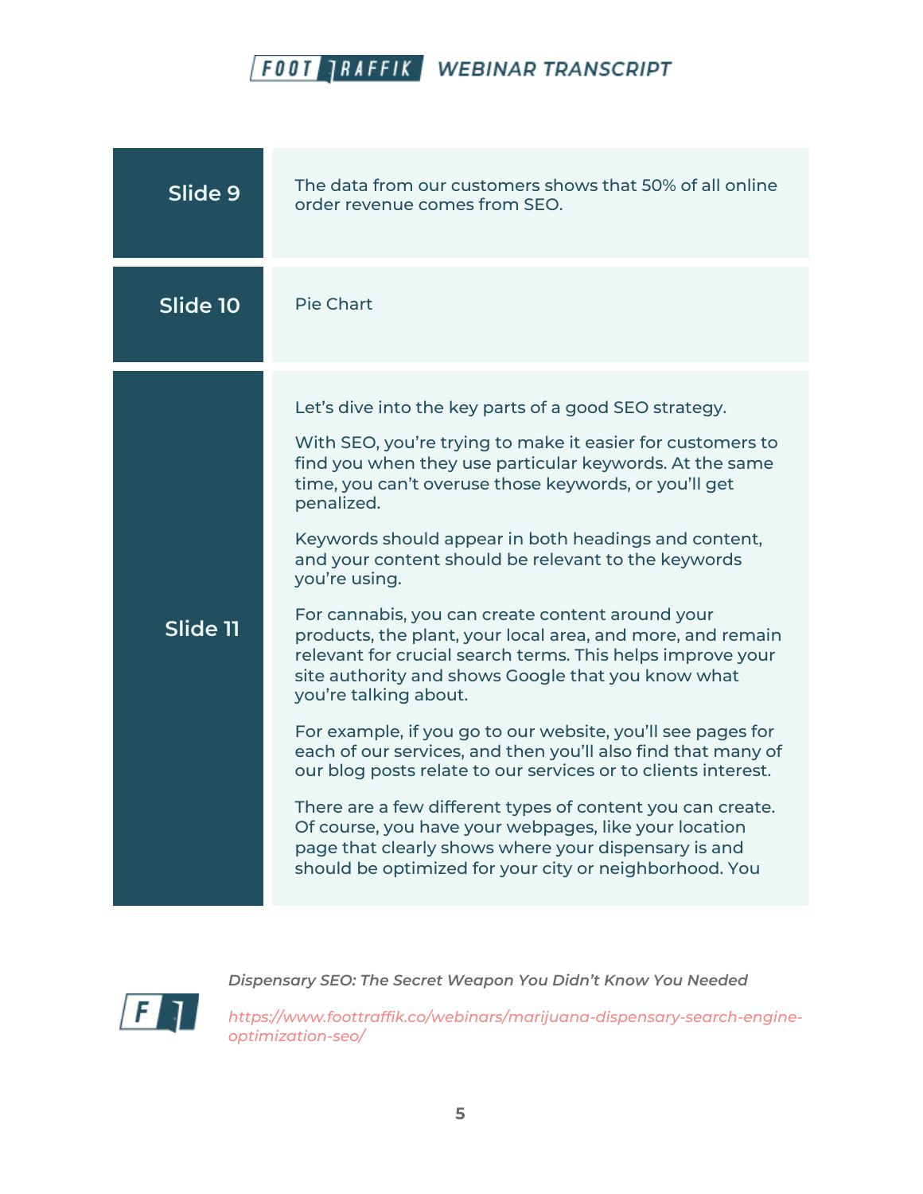| Slide | Transcript |
|---|---|
| **Slide 9** | The data from our customers shows that 50% of all online order revenue comes from SEO. |
| **Slide 10** | Pie Chart |
| **Slide 11** | Let's dive into the key parts of a good SEO strategy.<br><br>With SEO, you're trying to make it easier for customers to find you when they use particular keywords. At the same time, you can't overuse those keywords, or you'll get penalized.<br><br>Keywords should appear in both headings and content, and your content should be relevant to the keywords you're using.<br><br>For cannabis, you can create content around your products, the plant, your local area, and more, and remain relevant for crucial search terms. This helps improve your site authority and shows Google that you know what you're talking about.<br><br>For example, if you go to our website, you'll see pages for each of our services, and then you'll also find that many of our blog posts relate to our services or to clients interest.<br><br>There are a few different types of content you can create. Of course, you have your webpages, like your location page that clearly shows where your dispensary is and should be optimized for your city or neighborhood. You |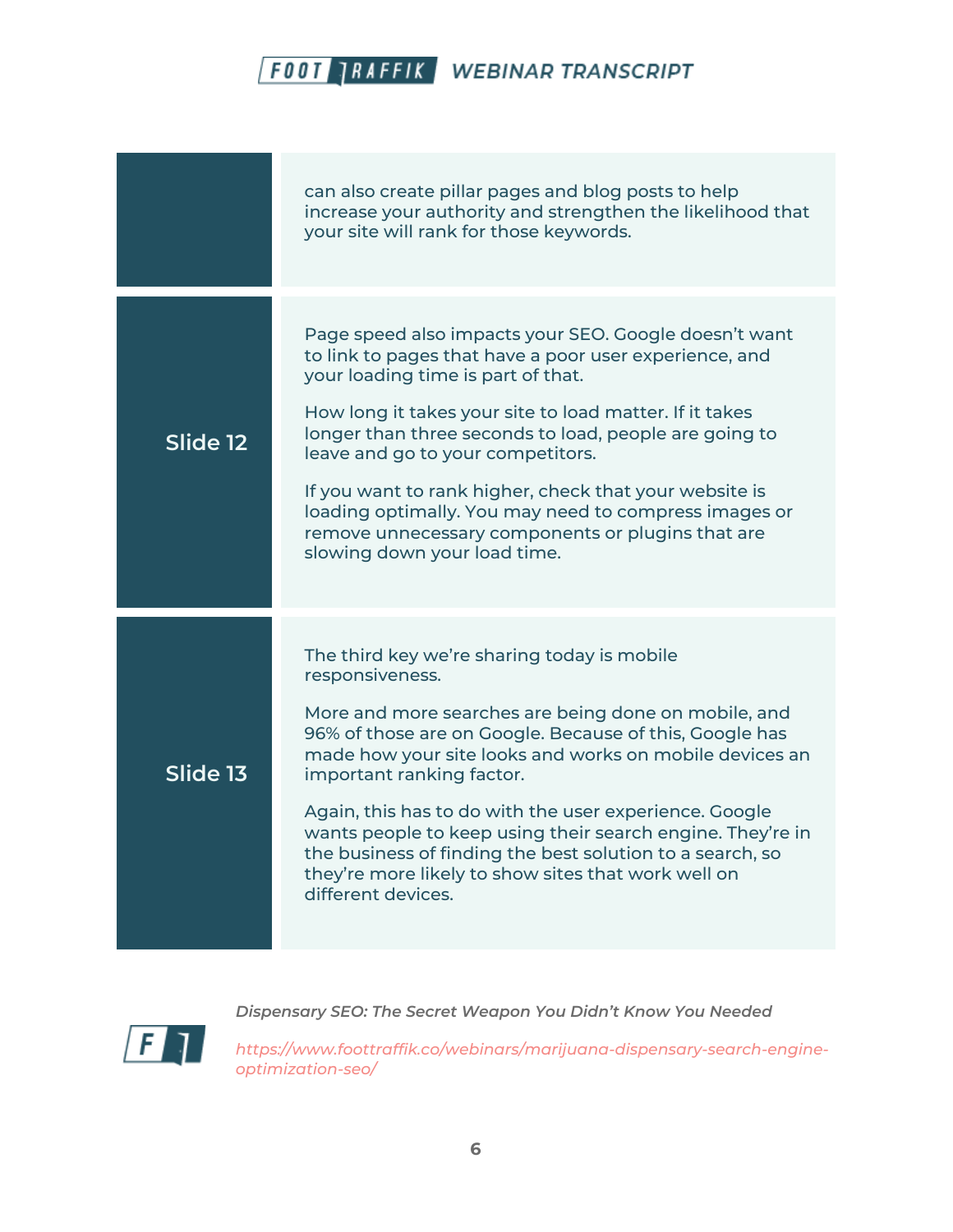| | |
|---|---|
| | can also create pillar pages and blog posts to help increase your authority and strengthen the likelihood that your site will rank for those keywords. |
| **Slide 12** | Page speed also impacts your SEO. Google doesn't want to link to pages that have a poor user experience, and your loading time is part of that.<br><br>How long it takes your site to load matter. If it takes longer than three seconds to load, people are going to leave and go to your competitors.<br><br>If you want to rank higher, check that your website is loading optimally. You may need to compress images or remove unnecessary components or plugins that are slowing down your load time. |
| **Slide 13** | The third key we're sharing today is mobile responsiveness.<br><br>More and more searches are being done on mobile, and 96% of those are on Google. Because of this, Google has made how your site looks and works on mobile devices an important ranking factor.<br><br>Again, this has to do with the user experience. Google wants people to keep using their search engine. They're in the business of finding the best solution to a search, so they're more likely to show sites that work well on different devices. |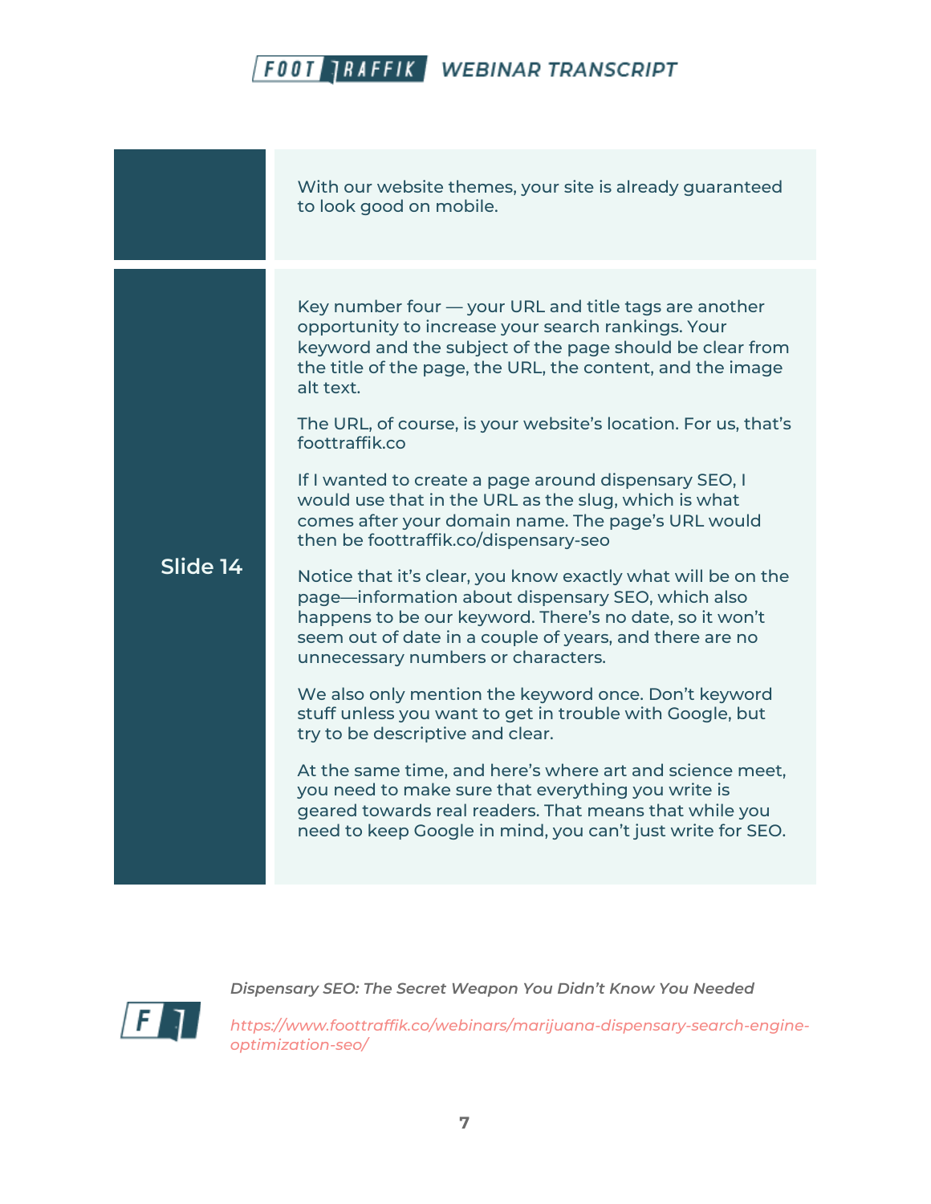| | |
|---|---|
| | With our website themes, your site is already guaranteed to look good on mobile. |
| Slide 14 | Key number four — your URL and title tags are another opportunity to increase your search rankings. Your keyword and the subject of the page should be clear from the title of the page, the URL, the content, and the image alt text.<br><br>The URL, of course, is your website's location. For us, that's foottraffik.co<br><br>If I wanted to create a page around dispensary SEO, I would use that in the URL as the slug, which is what comes after your domain name. The page's URL would then be foottraffik.co/dispensary-seo<br><br>Notice that it's clear, you know exactly what will be on the page—information about dispensary SEO, which also happens to be our keyword. There's no date, so it won't seem out of date in a couple of years, and there are no unnecessary numbers or characters.<br><br>We also only mention the keyword once. Don't keyword stuff unless you want to get in trouble with Google, but try to be descriptive and clear.<br><br>At the same time, and here's where art and science meet, you need to make sure that everything you write is geared towards real readers. That means that while you need to keep Google in mind, you can't just write for SEO. |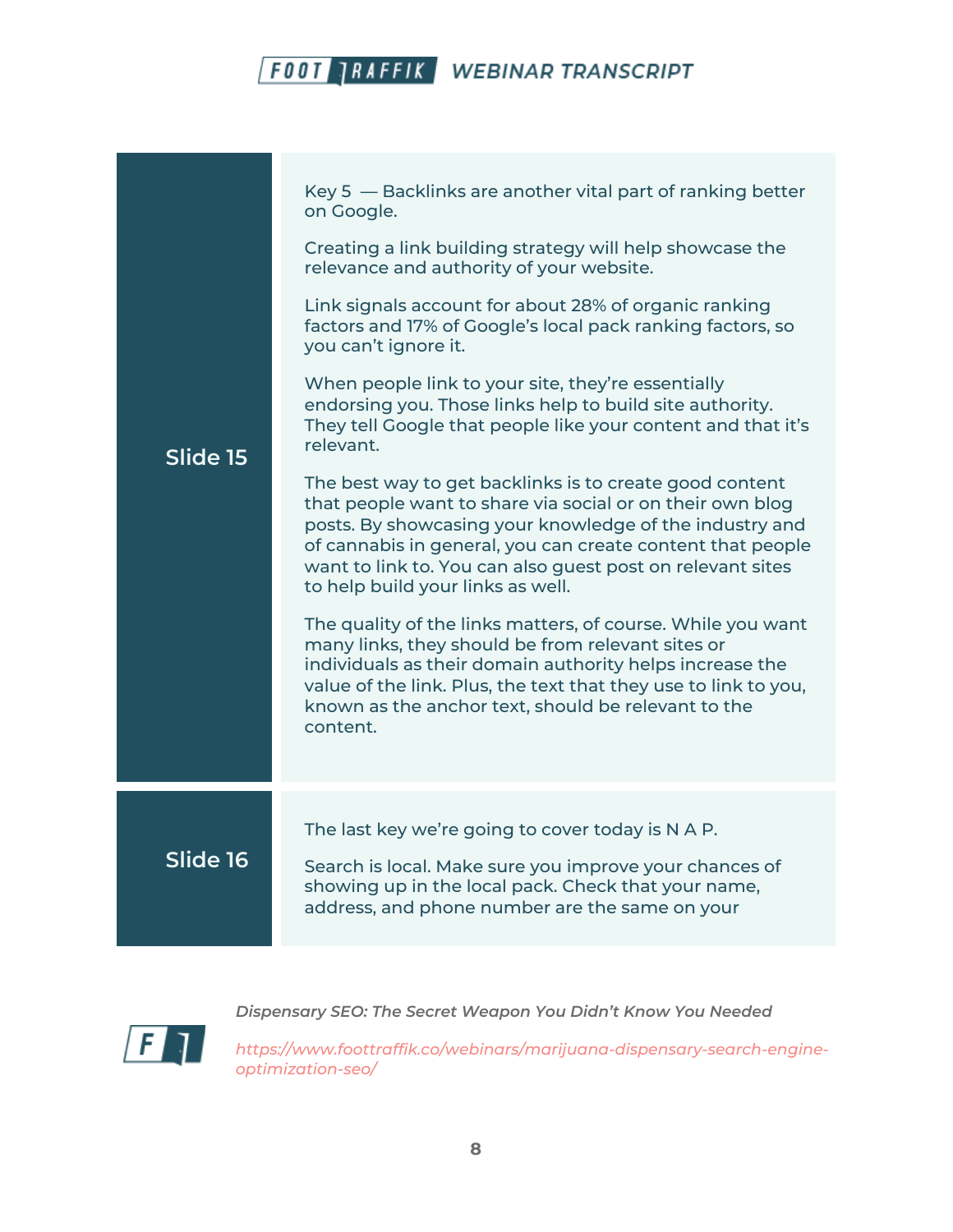| | |
|---|---|
| **Slide 15** | Key 5 — Backlinks are another vital part of ranking better on Google.<br><br>Creating a link building strategy will help showcase the relevance and authority of your website.<br><br>Link signals account for about 28% of organic ranking factors and 17% of Google's local pack ranking factors, so you can't ignore it.<br><br>When people link to your site, they're essentially endorsing you. Those links help to build site authority. They tell Google that people like your content and that it's relevant.<br><br>The best way to get backlinks is to create good content that people want to share via social or on their own blog posts. By showcasing your knowledge of the industry and of cannabis in general, you can create content that people want to link to. You can also guest post on relevant sites to help build your links as well.<br><br>The quality of the links matters, of course. While you want many links, they should be from relevant sites or individuals as their domain authority helps increase the value of the link. Plus, the text that they use to link to you, known as the anchor text, should be relevant to the content. |
| **Slide 16** | The last key we're going to cover today is N A P.<br><br>Search is local. Make sure you improve your chances of showing up in the local pack. Check that your name, address, and phone number are the same on your |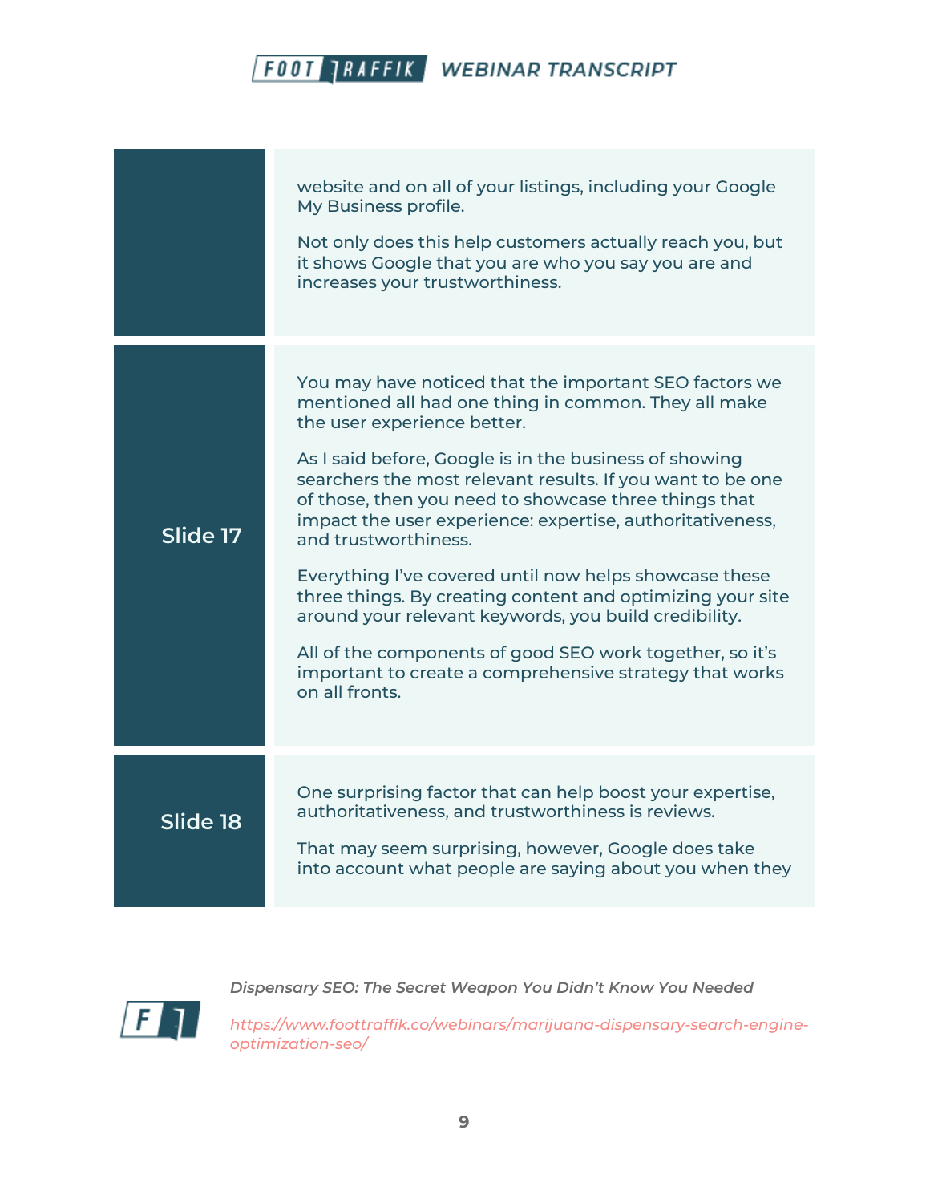| | |
|---|---|
| | website and on all of your listings, including your Google My Business profile.<br><br>Not only does this help customers actually reach you, but it shows Google that you are who you say you are and increases your trustworthiness. |
| **Slide 17** | You may have noticed that the important SEO factors we mentioned all had one thing in common. They all make the user experience better.<br><br>As I said before, Google is in the business of showing searchers the most relevant results. If you want to be one of those, then you need to showcase three things that impact the user experience: expertise, authoritativeness, and trustworthiness.<br><br>Everything I've covered until now helps showcase these three things. By creating content and optimizing your site around your relevant keywords, you build credibility.<br><br>All of the components of good SEO work together, so it's important to create a comprehensive strategy that works on all fronts. |
| **Slide 18** | One surprising factor that can help boost your expertise, authoritativeness, and trustworthiness is reviews.<br><br>That may seem surprising, however, Google does take into account what people are saying about you when they |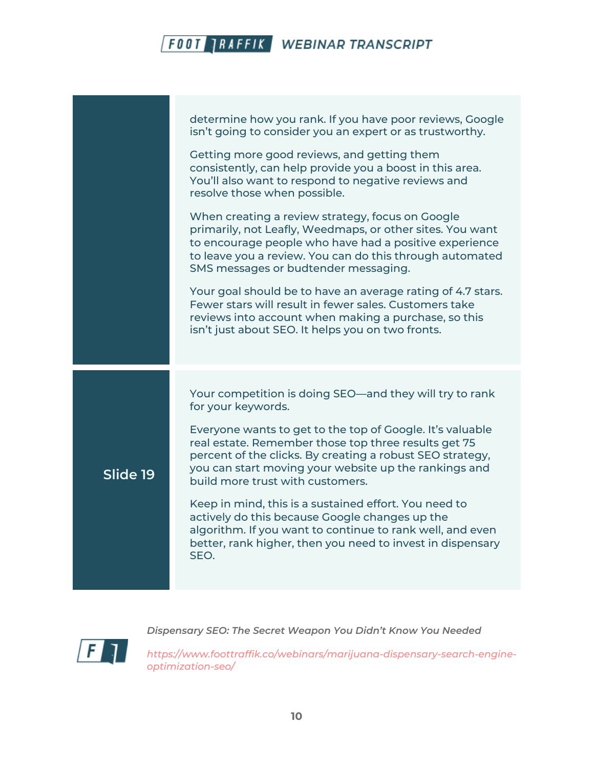determine how you rank. If you have poor reviews, Google isn't going to consider you an expert or as trustworthy.

Getting more good reviews, and getting them consistently, can help provide you a boost in this area. You'll also want to respond to negative reviews and resolve those when possible.

When creating a review strategy, focus on Google primarily, not Leafly, Weedmaps, or other sites. You want to encourage people who have had a positive experience to leave you a review. You can do this through automated SMS messages or budtender messaging.

Your goal should be to have an average rating of 4.7 stars. Fewer stars will result in fewer sales. Customers take reviews into account when making a purchase, so this isn't just about SEO. It helps you on two fronts.

**Slide 19**

Your competition is doing SEO—and they will try to rank for your keywords.

Everyone wants to get to the top of Google. It's valuable real estate. Remember those top three results get 75 percent of the clicks. By creating a robust SEO strategy, you can start moving your website up the rankings and build more trust with customers.

Keep in mind, this is a sustained effort. You need to actively do this because Google changes up the algorithm. If you want to continue to rank well, and even better, rank higher, then you need to invest in dispensary SEO.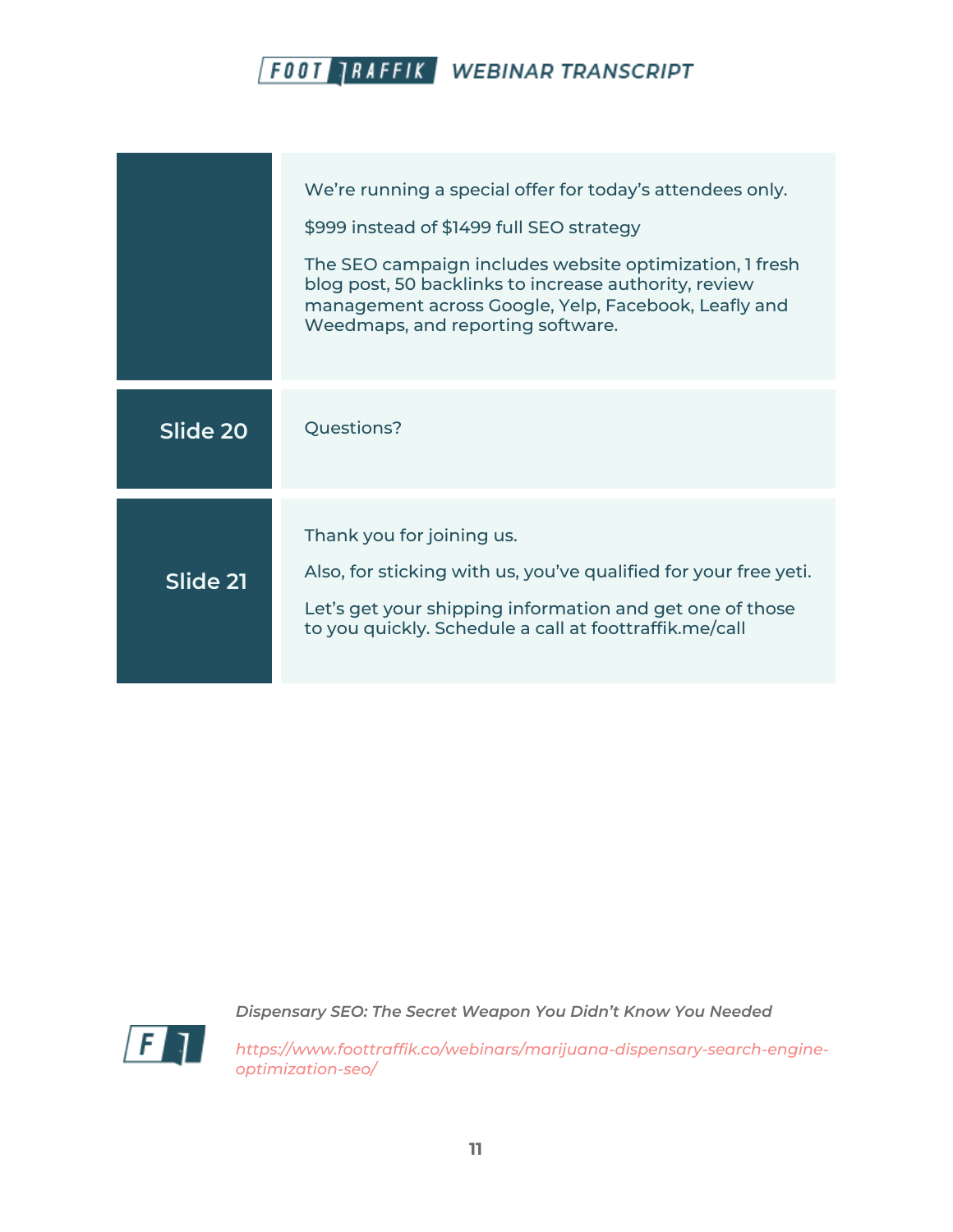| | |
|---|---|
| | We're running a special offer for today's attendees only.<br><br>$999 instead of $1499 full SEO strategy<br><br>The SEO campaign includes website optimization, 1 fresh blog post, 50 backlinks to increase authority, review management across Google, Yelp, Facebook, Leafly and Weedmaps, and reporting software. |
| **Slide 20** | Questions? |
| **Slide 21** | Thank you for joining us.<br><br>Also, for sticking with us, you've qualified for your free yeti.<br><br>Let's get your shipping information and get one of those to you quickly. Schedule a call at foottraffik.me/call |